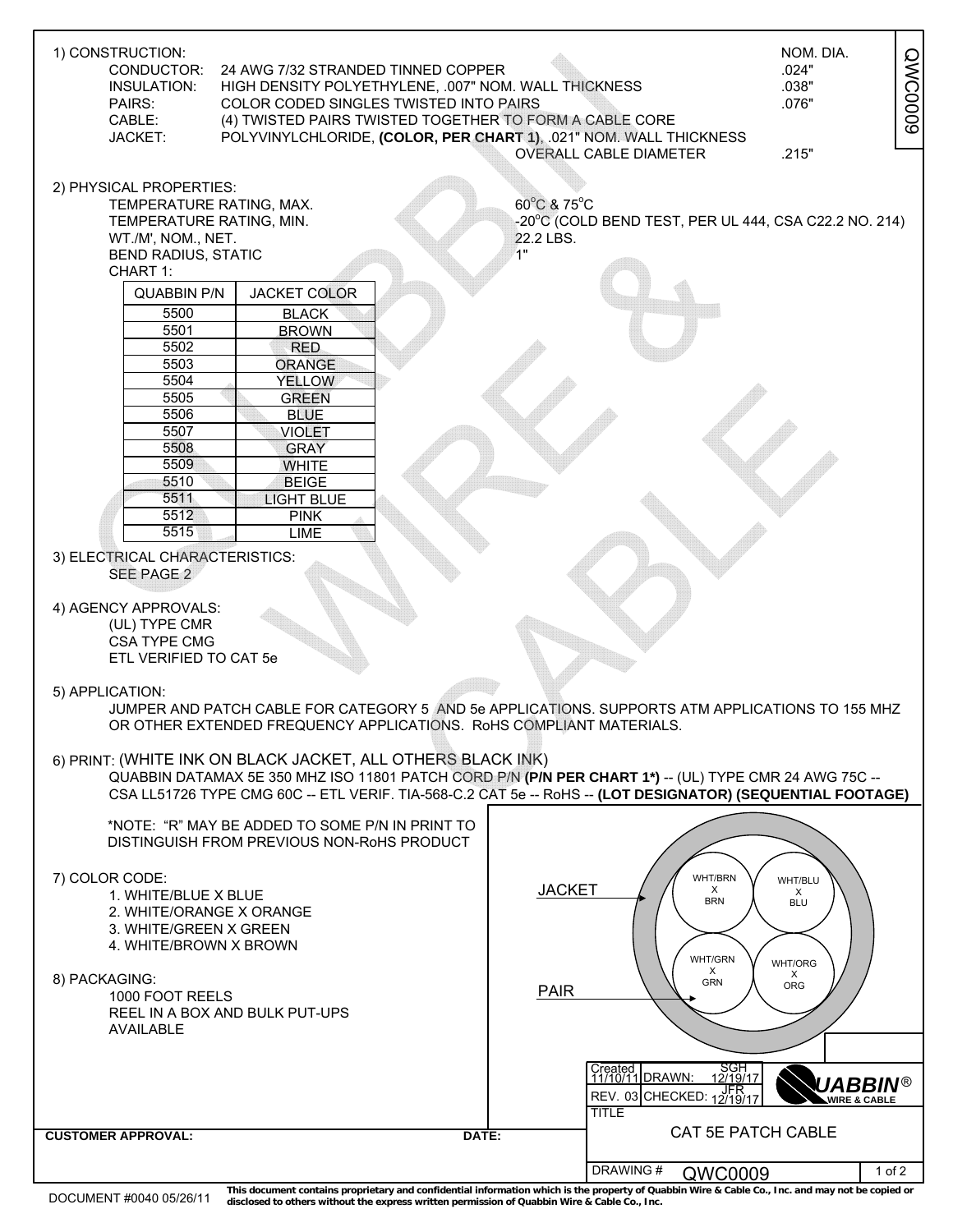1) CONSTRUCTION:

| | | NOM. DIA. |
|---|---|---|
| CONDUCTOR: | 24 AWG 7/32 STRANDED TINNED COPPER | .024" |
| INSULATION: | HIGH DENSITY POLYETHYLENE, .007" NOM. WALL THICKNESS | .038" |
| PAIRS: | COLOR CODED SINGLES TWISTED INTO PAIRS | .076" |
| CABLE: | (4) TWISTED PAIRS TWISTED TOGETHER TO FORM A CABLE CORE | |
| JACKET: | POLYVINYLCHLORIDE, **(COLOR, PER CHART 1)**, .021" NOM. WALL THICKNESS | |
| | OVERALL CABLE DIAMETER | .215" |

2) PHYSICAL PROPERTIES:

| | |
|---|---|
| TEMPERATURE RATING, MAX. | 60°C & 75°C |
| TEMPERATURE RATING, MIN. | -20°C (COLD BEND TEST, PER UL 444, CSA C22.2 NO. 214) |
| WT./M', NOM., NET. | 22.2 LBS. |
| BEND RADIUS, STATIC | 1" |

CHART 1:

| QUABBIN P/N | JACKET COLOR |
|---|---|
| 5500 | BLACK |
| 5501 | BROWN |
| 5502 | RED |
| 5503 | ORANGE |
| 5504 | YELLOW |
| 5505 | GREEN |
| 5506 | BLUE |
| 5507 | VIOLET |
| 5508 | GRAY |
| 5509 | WHITE |
| 5510 | BEIGE |
| 5511 | LIGHT BLUE |
| 5512 | PINK |
| 5515 | LIME |

3) ELECTRICAL CHARACTERISTICS:
SEE PAGE 2

4) AGENCY APPROVALS:
(UL) TYPE CMR
CSA TYPE CMG
ETL VERIFIED TO CAT 5e

5) APPLICATION:
JUMPER AND PATCH CABLE FOR CATEGORY 5 AND 5e APPLICATIONS. SUPPORTS ATM APPLICATIONS TO 155 MHZ OR OTHER EXTENDED FREQUENCY APPLICATIONS. RoHS COMPLIANT MATERIALS.

6) PRINT: (WHITE INK ON BLACK JACKET, ALL OTHERS BLACK INK)
QUABBIN DATAMAX 5E 350 MHZ ISO 11801 PATCH CORD P/N **(P/N PER CHART 1\*)** -- (UL) TYPE CMR 24 AWG 75C -- CSA LL51726 TYPE CMG 60C -- ETL VERIF. TIA-568-C.2 CAT 5e -- RoHS -- **(LOT DESIGNATOR) (SEQUENTIAL FOOTAGE)**

*NOTE: "R" MAY BE ADDED TO SOME P/N IN PRINT TO DISTINGUISH FROM PREVIOUS NON-RoHS PRODUCT

7) COLOR CODE:
1. WHITE/BLUE X BLUE
2. WHITE/ORANGE X ORANGE
3. WHITE/GREEN X GREEN
4. WHITE/BROWN X BROWN

8) PACKAGING:
1000 FOOT REELS
REEL IN A BOX AND BULK PUT-UPS AVAILABLE

JACKET
PAIR
WHT/BRN X BRN
WHT/BLU X BLU
WHT/GRN X GRN
WHT/ORG X ORG

| Created 11/10/11 | DRAWN: SGH 12/19/17 |
|---|---|
| REV. 03 | CHECKED: JFR 12/19/17 |

QUABBIN® WIRE & CABLE

TITLE: CAT 5E PATCH CABLE

DRAWING # QWC0009

CUSTOMER APPROVAL: DATE:

DOCUMENT #0040 05/26/11

This document contains proprietary and confidential information which is the property of Quabbin Wire & Cable Co., Inc. and may not be copied or disclosed to others without the express written permission of Quabbin Wire & Cable Co., Inc.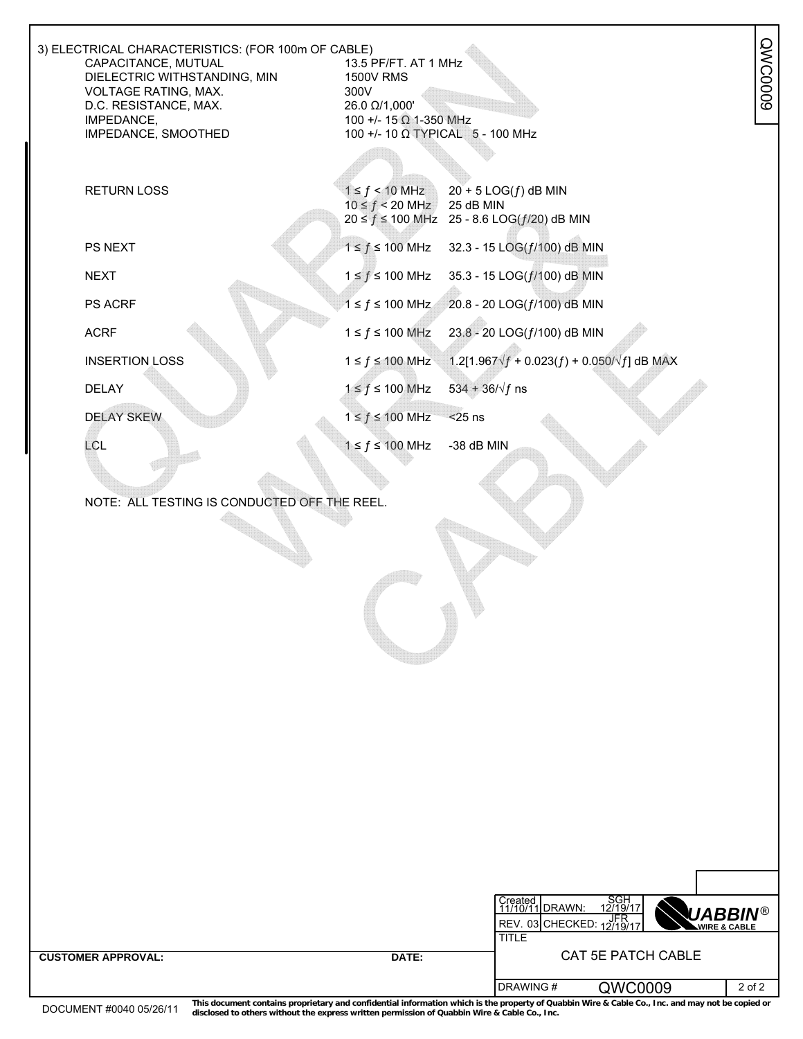3) ELECTRICAL CHARACTERISTICS: (FOR 100m OF CABLE)

| | | |
|---|---|---|
| CAPACITANCE, MUTUAL | 13.5 PF/FT. AT 1 MHz | |
| DIELECTRIC WITHSTANDING, MIN | 1500V RMS | |
| VOLTAGE RATING, MAX. | 300V | |
| D.C. RESISTANCE, MAX. | 26.0 Ω/1,000' | |
| IMPEDANCE, | 100 +/- 15 Ω 1-350 MHz | |
| IMPEDANCE, SMOOTHED | 100 +/- 10 Ω TYPICAL 5 - 100 MHz | |
| RETURN LOSS | $1 \le f < 10$ MHz | $20 + 5\ \mathrm{LOG}(f)$ dB MIN |
| | $10 \le f < 20$ MHz | 25 dB MIN |
| | $20 \le f \le 100$ MHz | $25 - 8.6\ \mathrm{LOG}(f/20)$ dB MIN |
| PS NEXT | $1 \le f \le 100$ MHz | $32.3 - 15\ \mathrm{LOG}(f/100)$ dB MIN |
| NEXT | $1 \le f \le 100$ MHz | $35.3 - 15\ \mathrm{LOG}(f/100)$ dB MIN |
| PS ACRF | $1 \le f \le 100$ MHz | $20.8 - 20\ \mathrm{LOG}(f/100)$ dB MIN |
| ACRF | $1 \le f \le 100$ MHz | $23.8 - 20\ \mathrm{LOG}(f/100)$ dB MIN |
| INSERTION LOSS | $1 \le f \le 100$ MHz | $1.2[1.967\sqrt{f} + 0.023(f) + 0.050/\sqrt{f}]$ dB MAX |
| DELAY | $1 \le f \le 100$ MHz | $534 + 36/\sqrt{f}$ ns |
| DELAY SKEW | $1 \le f \le 100$ MHz | <25 ns |
| LCL | $1 \le f \le 100$ MHz | -38 dB MIN |

NOTE: ALL TESTING IS CONDUCTED OFF THE REEL.

| | | | |
|---|---|---|---|
| Created 11/10/11 | DRAWN: SGH 12/19/17 | QUABBIN® WIRE & CABLE | |
| REV. 03 | CHECKED: JFR 12/19/17 | | |
| TITLE | CAT 5E PATCH CABLE | | |
| DRAWING # | QWC0009 | | |

**CUSTOMER APPROVAL:** **DATE:**

DOCUMENT #0040 05/26/11

**This document contains proprietary and confidential information which is the property of Quabbin Wire & Cable Co., Inc. and may not be copied or disclosed to others without the express written permission of Quabbin Wire & Cable Co., Inc.**